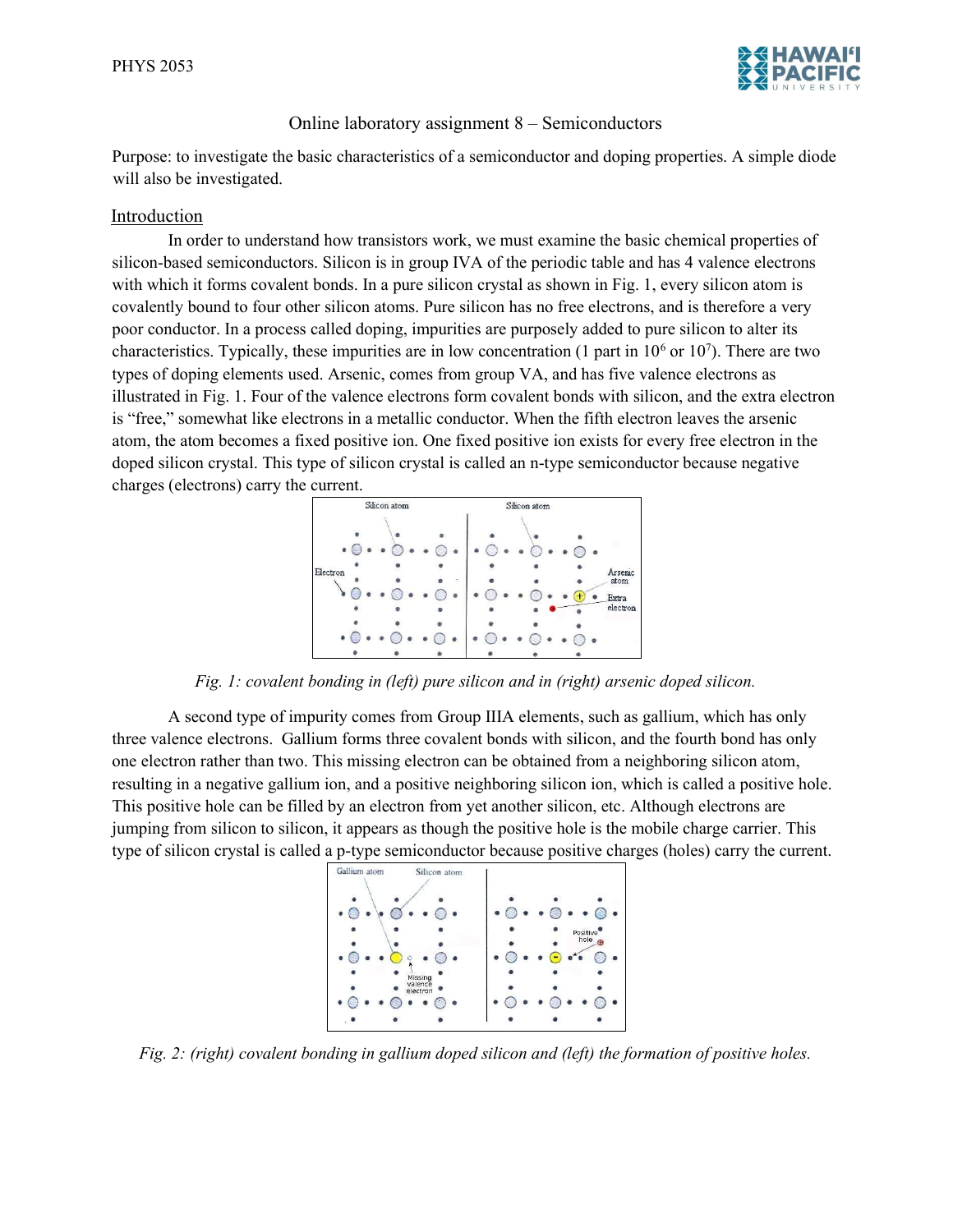# Online laboratory assignment 8 – Semiconductors

Purpose: to investigate the basic characteristics of a semiconductor and doping properties. A simple diode will also be investigated.

## Introduction

In order to understand how transistors work, we must examine the basic chemical properties of silicon-based semiconductors. Silicon is in group IVA of the periodic table and has 4 valence electrons with which it forms covalent bonds. In a pure silicon crystal as shown in Fig. 1, every silicon atom is covalently bound to four other silicon atoms. Pure silicon has no free electrons, and is therefore a very poor conductor. In a process called doping, impurities are purposely added to pure silicon to alter its characteristics. Typically, these impurities are in low concentration (1 part in $10^6$ or $10^7$). There are two types of doping elements used. Arsenic, comes from group VA, and has five valence electrons as illustrated in Fig. 1. Four of the valence electrons form covalent bonds with silicon, and the extra electron is "free," somewhat like electrons in a metallic conductor. When the fifth electron leaves the arsenic atom, the atom becomes a fixed positive ion. One fixed positive ion exists for every free electron in the doped silicon crystal. This type of silicon crystal is called an n-type semiconductor because negative charges (electrons) carry the current.

Silicon atom

Silicon atom

Electron

Arsenic atom

Extra electron

*Fig. 1: covalent bonding in (left) pure silicon and in (right) arsenic doped silicon.*

A second type of impurity comes from Group IIIA elements, such as gallium, which has only three valence electrons. Gallium forms three covalent bonds with silicon, and the fourth bond has only one electron rather than two. This missing electron can be obtained from a neighboring silicon atom, resulting in a negative gallium ion, and a positive neighboring silicon ion, which is called a positive hole. This positive hole can be filled by an electron from yet another silicon, etc. Although electrons are jumping from silicon to silicon, it appears as though the positive hole is the mobile charge carrier. This type of silicon crystal is called a p-type semiconductor because positive charges (holes) carry the current.

Gallium atom

Silicon atom

Missing valence electron

Positive hole

*Fig. 2: (right) covalent bonding in gallium doped silicon and (left) the formation of positive holes.*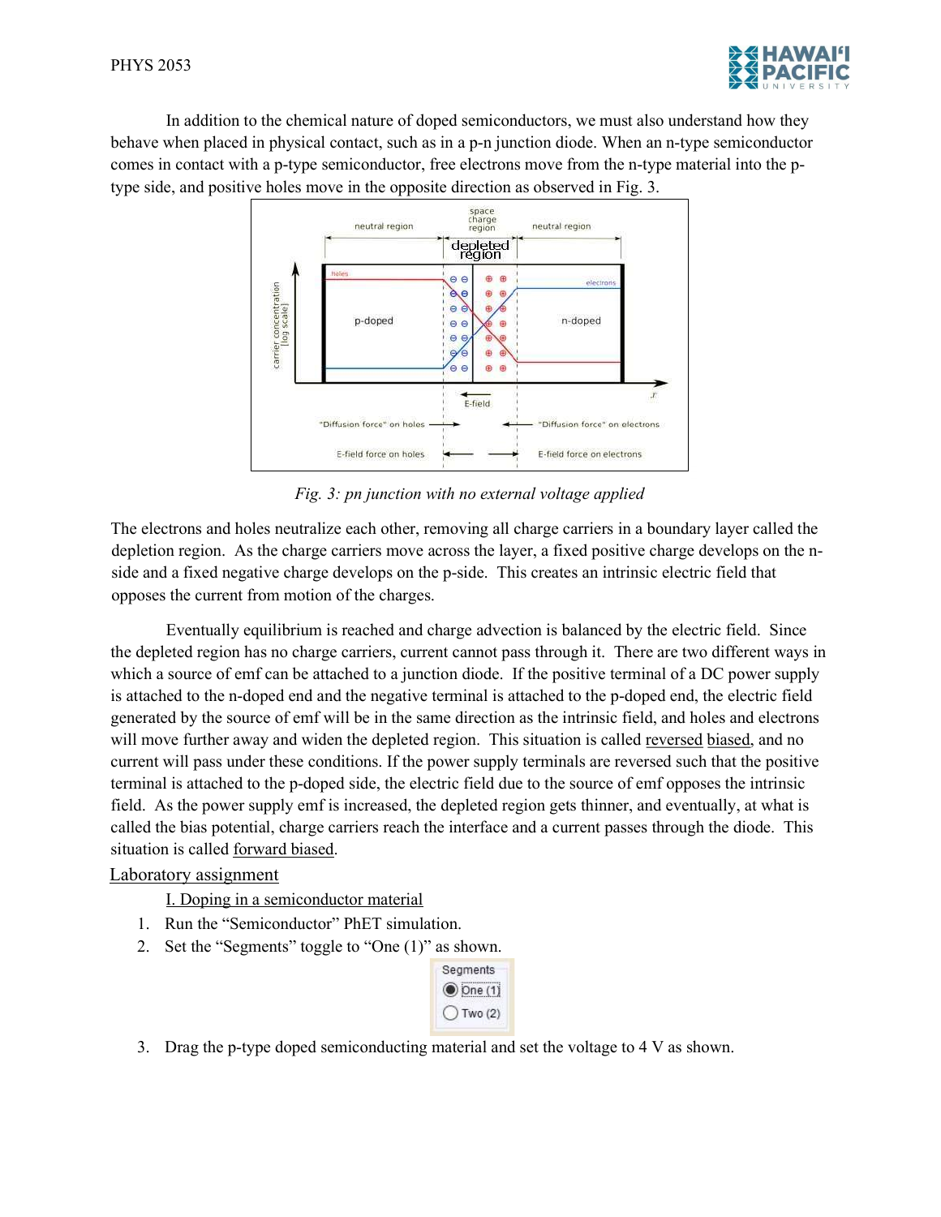In addition to the chemical nature of doped semiconductors, we must also understand how they behave when placed in physical contact, such as in a p-n junction diode. When an n-type semiconductor comes in contact with a p-type semiconductor, free electrons move from the n-type material into the p-type side, and positive holes move in the opposite direction as observed in Fig. 3.

neutral region

space charge region

depleted region

neutral region

carrier concentration [log scale]

holes

electrons

p-doped

n-doped

x

E-field

"Diffusion force" on holes

"Diffusion force" on electrons

E-field force on holes

E-field force on electrons

*Fig. 3: pn junction with no external voltage applied*

The electrons and holes neutralize each other, removing all charge carriers in a boundary layer called the depletion region. As the charge carriers move across the layer, a fixed positive charge develops on the n-side and a fixed negative charge develops on the p-side. This creates an intrinsic electric field that opposes the current from motion of the charges.

Eventually equilibrium is reached and charge advection is balanced by the electric field. Since the depleted region has no charge carriers, current cannot pass through it. There are two different ways in which a source of emf can be attached to a junction diode. If the positive terminal of a DC power supply is attached to the n-doped end and the negative terminal is attached to the p-doped end, the electric field generated by the source of emf will be in the same direction as the intrinsic field, and holes and electrons will move further away and widen the depleted region. This situation is called reversed biased, and no current will pass under these conditions. If the power supply terminals are reversed such that the positive terminal is attached to the p-doped side, the electric field due to the source of emf opposes the intrinsic field. As the power supply emf is increased, the depleted region gets thinner, and eventually, at what is called the bias potential, charge carriers reach the interface and a current passes through the diode. This situation is called forward biased.

## Laboratory assignment

### I. Doping in a semiconductor material

1. Run the "Semiconductor" PhET simulation.
2. Set the "Segments" toggle to "One (1)" as shown.

Segments
One (1)
Two (2)

3. Drag the p-type doped semiconducting material and set the voltage to 4 V as shown.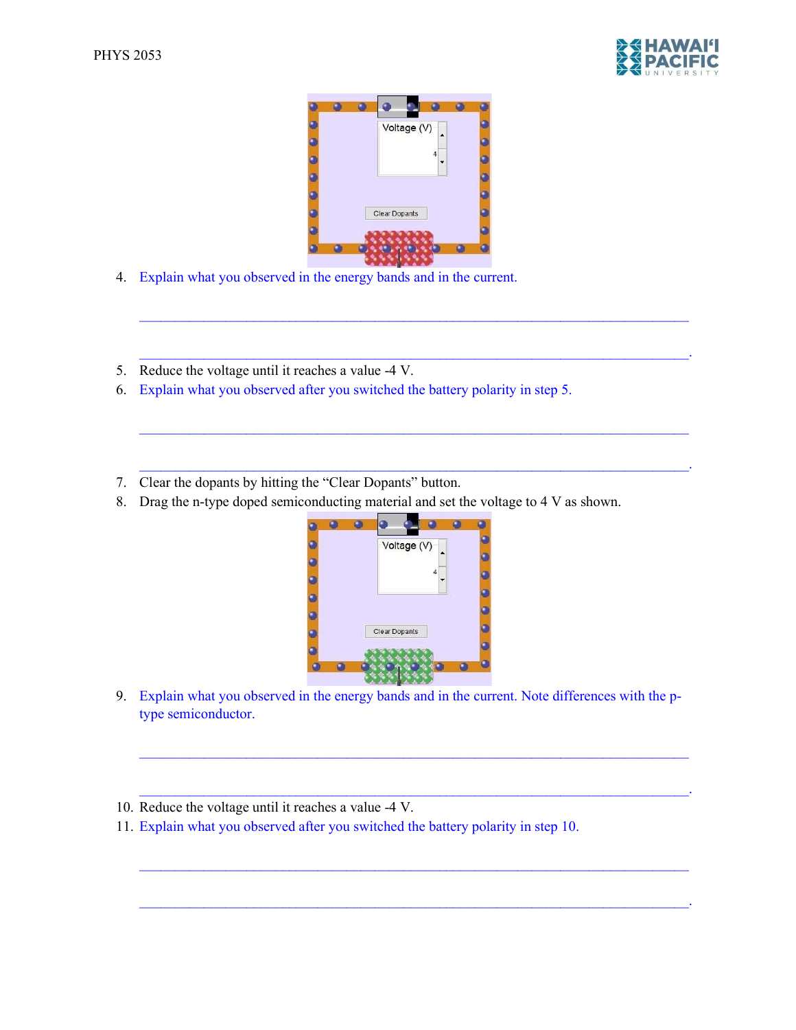Voltage (V)

4

Clear Dopants

4. Explain what you observed in the energy bands and in the current.

\_\_\_\_\_\_\_\_\_\_\_\_\_\_\_\_\_\_\_\_\_\_\_\_\_\_\_\_\_\_\_\_\_\_\_\_\_\_\_\_\_\_\_\_\_\_\_\_\_\_\_\_\_\_\_\_\_\_\_\_\_\_\_\_\_\_\_\_\_\_

\_\_\_\_\_\_\_\_\_\_\_\_\_\_\_\_\_\_\_\_\_\_\_\_\_\_\_\_\_\_\_\_\_\_\_\_\_\_\_\_\_\_\_\_\_\_\_\_\_\_\_\_\_\_\_\_\_\_\_\_\_\_\_\_\_\_\_\_\_\_.

5. Reduce the voltage until it reaches a value -4 V.
6. Explain what you observed after you switched the battery polarity in step 5.

\_\_\_\_\_\_\_\_\_\_\_\_\_\_\_\_\_\_\_\_\_\_\_\_\_\_\_\_\_\_\_\_\_\_\_\_\_\_\_\_\_\_\_\_\_\_\_\_\_\_\_\_\_\_\_\_\_\_\_\_\_\_\_\_\_\_\_\_\_\_

\_\_\_\_\_\_\_\_\_\_\_\_\_\_\_\_\_\_\_\_\_\_\_\_\_\_\_\_\_\_\_\_\_\_\_\_\_\_\_\_\_\_\_\_\_\_\_\_\_\_\_\_\_\_\_\_\_\_\_\_\_\_\_\_\_\_\_\_\_\_.

7. Clear the dopants by hitting the "Clear Dopants" button.
8. Drag the n-type doped semiconducting material and set the voltage to 4 V as shown.

Voltage (V)

4

Clear Dopants

9. Explain what you observed in the energy bands and in the current. Note differences with the p-type semiconductor.

\_\_\_\_\_\_\_\_\_\_\_\_\_\_\_\_\_\_\_\_\_\_\_\_\_\_\_\_\_\_\_\_\_\_\_\_\_\_\_\_\_\_\_\_\_\_\_\_\_\_\_\_\_\_\_\_\_\_\_\_\_\_\_\_\_\_\_\_\_\_

\_\_\_\_\_\_\_\_\_\_\_\_\_\_\_\_\_\_\_\_\_\_\_\_\_\_\_\_\_\_\_\_\_\_\_\_\_\_\_\_\_\_\_\_\_\_\_\_\_\_\_\_\_\_\_\_\_\_\_\_\_\_\_\_\_\_\_\_\_\_.

10. Reduce the voltage until it reaches a value -4 V.
11. Explain what you observed after you switched the battery polarity in step 10.

\_\_\_\_\_\_\_\_\_\_\_\_\_\_\_\_\_\_\_\_\_\_\_\_\_\_\_\_\_\_\_\_\_\_\_\_\_\_\_\_\_\_\_\_\_\_\_\_\_\_\_\_\_\_\_\_\_\_\_\_\_\_\_\_\_\_\_\_\_\_

\_\_\_\_\_\_\_\_\_\_\_\_\_\_\_\_\_\_\_\_\_\_\_\_\_\_\_\_\_\_\_\_\_\_\_\_\_\_\_\_\_\_\_\_\_\_\_\_\_\_\_\_\_\_\_\_\_\_\_\_\_\_\_\_\_\_\_\_\_\_.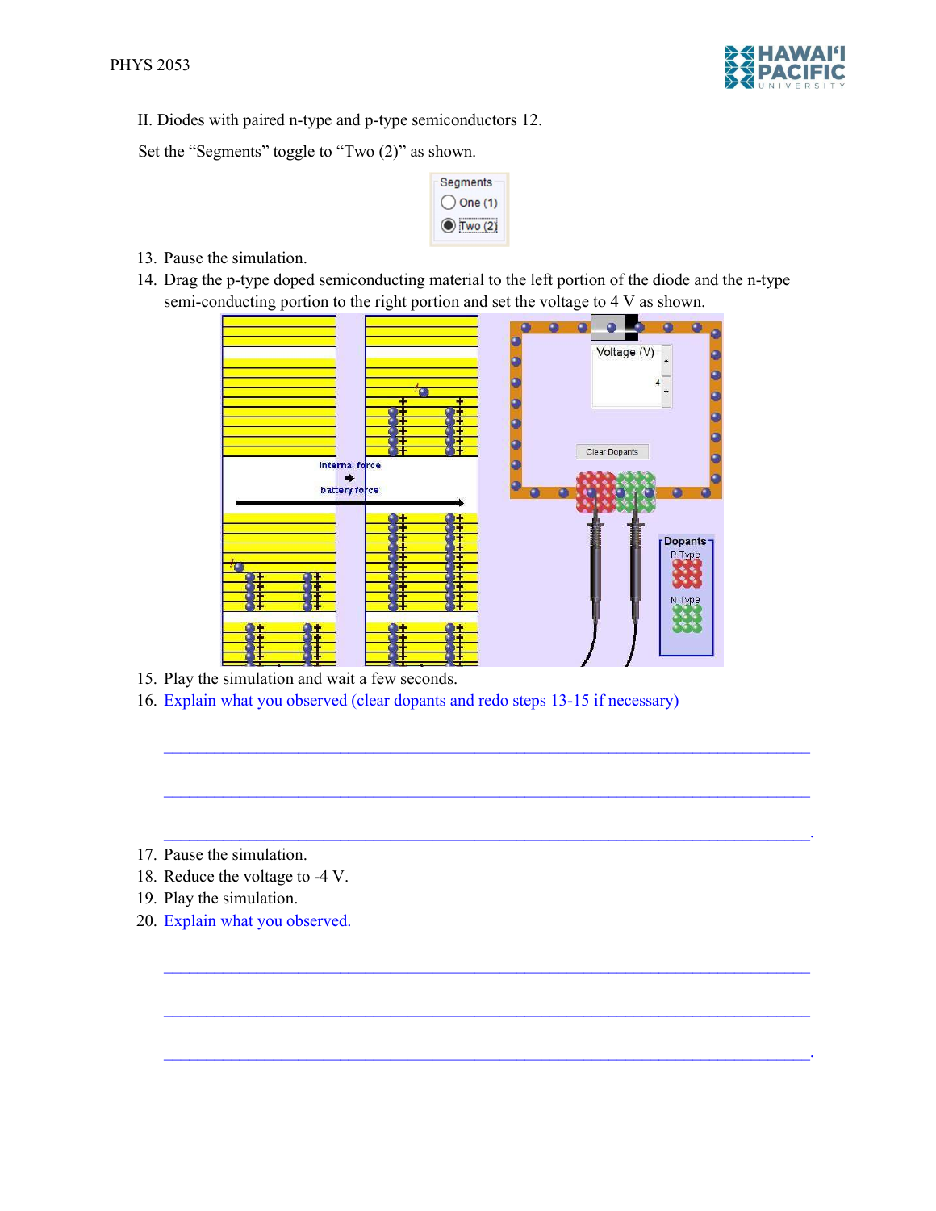II. Diodes with paired n-type and p-type semiconductors 12.

Set the "Segments" toggle to "Two (2)" as shown.

13. Pause the simulation.
14. Drag the p-type doped semiconducting material to the left portion of the diode and the n-type semi-conducting portion to the right portion and set the voltage to 4 V as shown.
15. Play the simulation and wait a few seconds.
16. Explain what you observed (clear dopants and redo steps 13-15 if necessary)

\_\_\_\_\_\_\_\_\_\_\_\_\_\_\_\_\_\_\_\_\_\_\_\_\_\_\_\_\_\_\_\_\_\_\_\_\_\_\_\_\_\_\_\_\_\_\_\_\_\_\_\_\_\_\_\_\_\_\_\_\_\_\_\_\_\_\_\_\_\_\_\_

\_\_\_\_\_\_\_\_\_\_\_\_\_\_\_\_\_\_\_\_\_\_\_\_\_\_\_\_\_\_\_\_\_\_\_\_\_\_\_\_\_\_\_\_\_\_\_\_\_\_\_\_\_\_\_\_\_\_\_\_\_\_\_\_\_\_\_\_\_\_\_\_

\_\_\_\_\_\_\_\_\_\_\_\_\_\_\_\_\_\_\_\_\_\_\_\_\_\_\_\_\_\_\_\_\_\_\_\_\_\_\_\_\_\_\_\_\_\_\_\_\_\_\_\_\_\_\_\_\_\_\_\_\_\_\_\_\_\_\_\_\_\_\_\_.

17. Pause the simulation.
18. Reduce the voltage to -4 V.
19. Play the simulation.
20. Explain what you observed.

\_\_\_\_\_\_\_\_\_\_\_\_\_\_\_\_\_\_\_\_\_\_\_\_\_\_\_\_\_\_\_\_\_\_\_\_\_\_\_\_\_\_\_\_\_\_\_\_\_\_\_\_\_\_\_\_\_\_\_\_\_\_\_\_\_\_\_\_\_\_\_\_

\_\_\_\_\_\_\_\_\_\_\_\_\_\_\_\_\_\_\_\_\_\_\_\_\_\_\_\_\_\_\_\_\_\_\_\_\_\_\_\_\_\_\_\_\_\_\_\_\_\_\_\_\_\_\_\_\_\_\_\_\_\_\_\_\_\_\_\_\_\_\_\_

\_\_\_\_\_\_\_\_\_\_\_\_\_\_\_\_\_\_\_\_\_\_\_\_\_\_\_\_\_\_\_\_\_\_\_\_\_\_\_\_\_\_\_\_\_\_\_\_\_\_\_\_\_\_\_\_\_\_\_\_\_\_\_\_\_\_\_\_\_\_\_\_.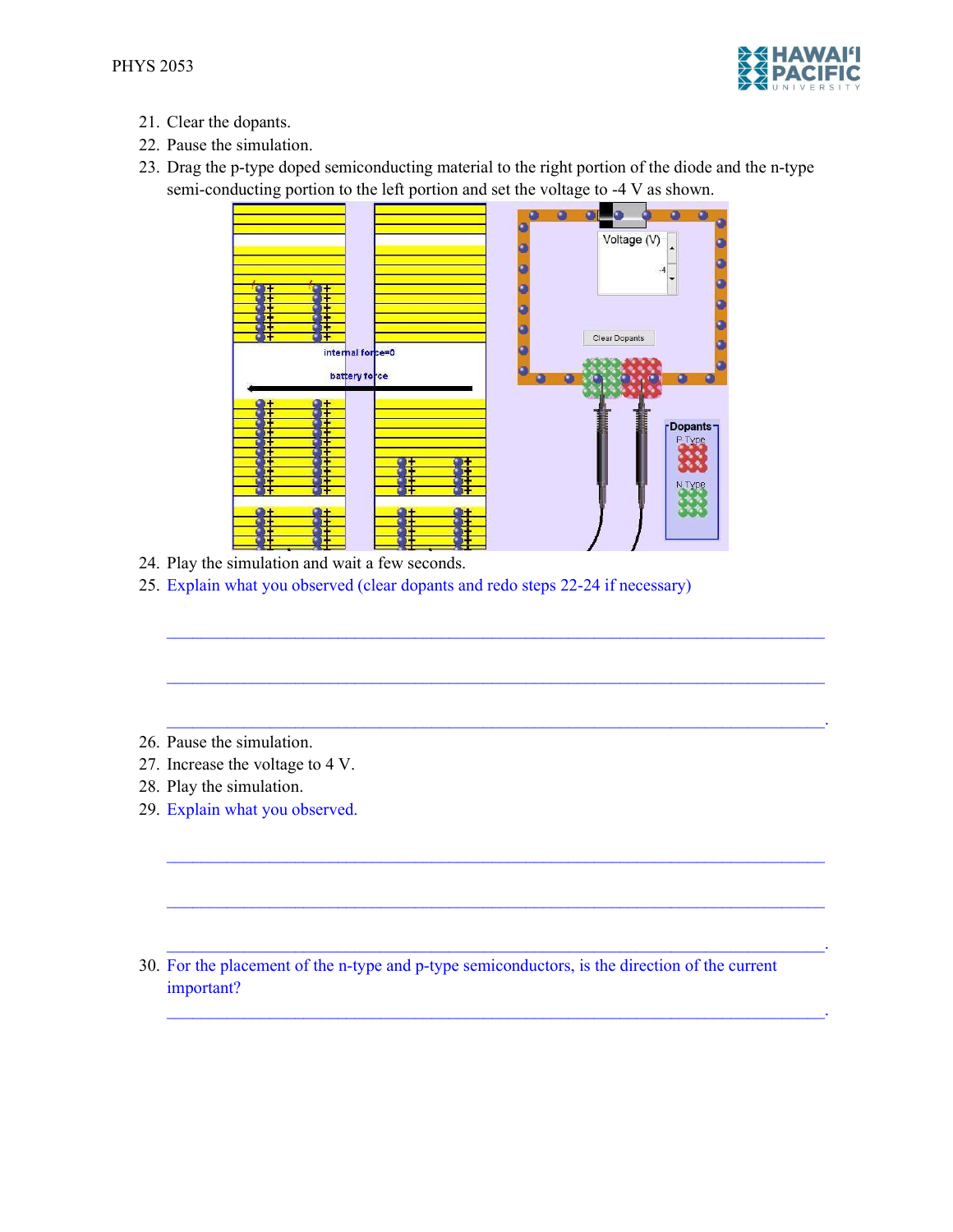21. Clear the dopants.
22. Pause the simulation.
23. Drag the p-type doped semiconducting material to the right portion of the diode and the n-type semi-conducting portion to the left portion and set the voltage to -4 V as shown.

internal force=0

battery force

Voltage (V)

-4

Clear Dopants

Dopants

P Type

N Type

24. Play the simulation and wait a few seconds.
25. Explain what you observed (clear dopants and redo steps 22-24 if necessary)

_______________________________________________________________________________

_______________________________________________________________________________

_______________________________________________________________________________.

26. Pause the simulation.
27. Increase the voltage to 4 V.
28. Play the simulation.
29. Explain what you observed.

_______________________________________________________________________________

_______________________________________________________________________________

_______________________________________________________________________________.

30. For the placement of the n-type and p-type semiconductors, is the direction of the current important?

_______________________________________________________________________________.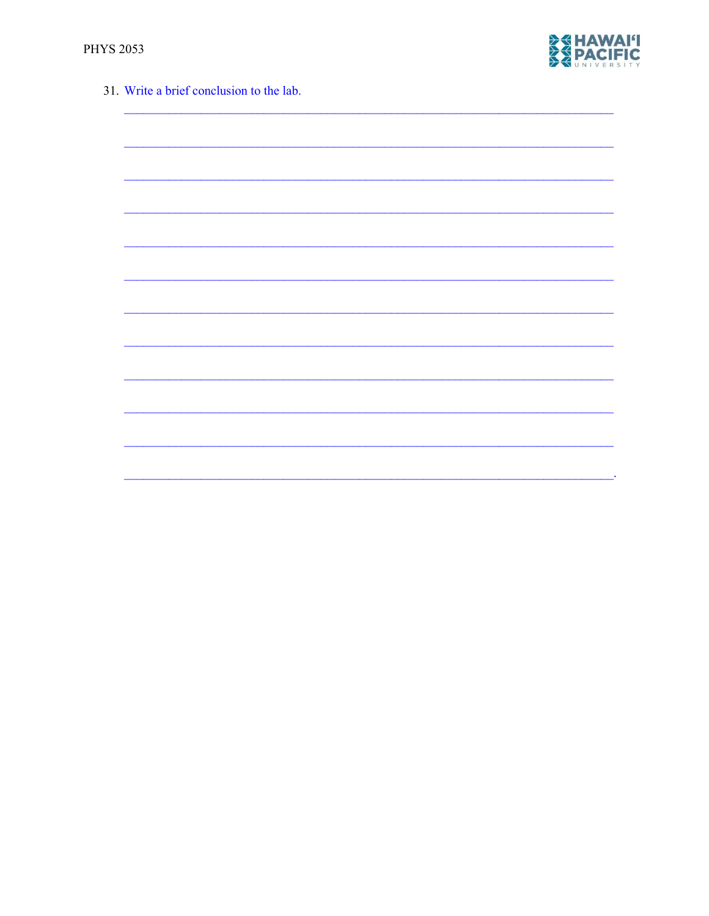31. Write a brief conclusion to the lab.

____________________________________________________________________________

____________________________________________________________________________

____________________________________________________________________________

____________________________________________________________________________

____________________________________________________________________________

____________________________________________________________________________

____________________________________________________________________________

____________________________________________________________________________

____________________________________________________________________________

____________________________________________________________________________

____________________________________________________________________________

____________________________________________________________________________.